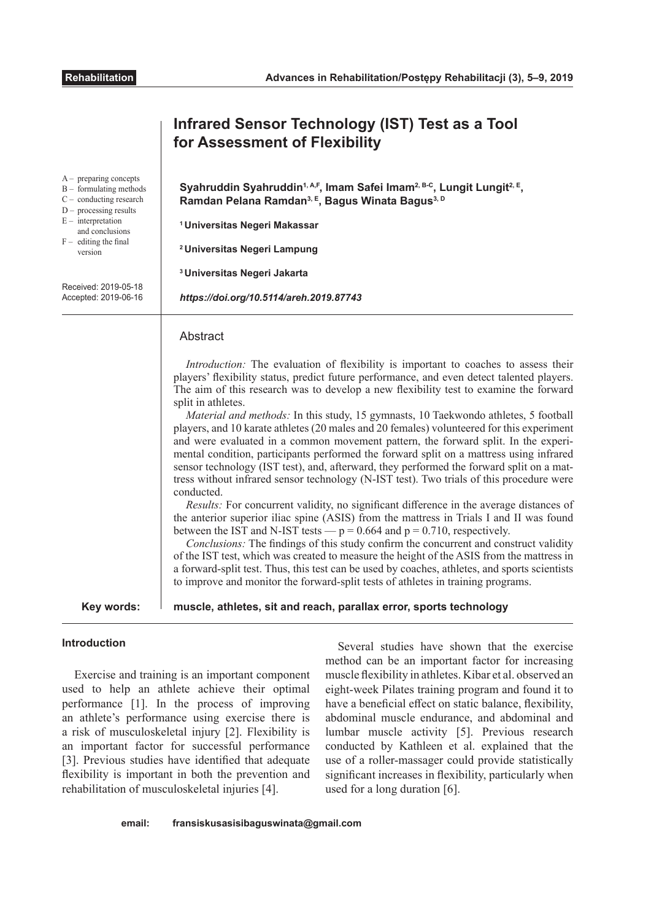Rehabilitation

# Infrared Sensor Technology (IST) Test as a Tool for Assessment of Flexibility

A – preparing concepts
B – formulating methods
C – conducting research
D – processing results
E – interpretation and conclusions
F – editing the final version

**Syahruddin Syahruddin[1, A,F], Imam Safei Imam[2, B-C], Lungit Lungit[2, E], Ramdan Pelana Ramdan[3, E], Bagus Winata Bagus[3, D]**

[1] **Universitas Negeri Makassar**

[2] **Universitas Negeri Lampung**

[3] **Universitas Negeri Jakarta**

Received: 2019-05-18
Accepted: 2019-06-16

***https://doi.org/10.5114/areh.2019.87743***

## Abstract

*Introduction:* The evaluation of flexibility is important to coaches to assess their players' flexibility status, predict future performance, and even detect talented players. The aim of this research was to develop a new flexibility test to examine the forward split in athletes.

*Material and methods:* In this study, 15 gymnasts, 10 Taekwondo athletes, 5 football players, and 10 karate athletes (20 males and 20 females) volunteered for this experiment and were evaluated in a common movement pattern, the forward split. In the experimental condition, participants performed the forward split on a mattress using infrared sensor technology (IST test), and, afterward, they performed the forward split on a mattress without infrared sensor technology (N-IST test). Two trials of this procedure were conducted.

*Results:* For concurrent validity, no significant difference in the average distances of the anterior superior iliac spine (ASIS) from the mattress in Trials I and II was found between the IST and N-IST tests — $p = 0.664$ and $p = 0.710$, respectively.

*Conclusions:* The findings of this study confirm the concurrent and construct validity of the IST test, which was created to measure the height of the ASIS from the mattress in a forward-split test. Thus, this test can be used by coaches, athletes, and sports scientists to improve and monitor the forward-split tests of athletes in training programs.

**Key words:** **muscle, athletes, sit and reach, parallax error, sports technology**

### Introduction

Exercise and training is an important component used to help an athlete achieve their optimal performance [1]. In the process of improving an athlete's performance using exercise there is a risk of musculoskeletal injury [2]. Flexibility is an important factor for successful performance [3]. Previous studies have identified that adequate flexibility is important in both the prevention and rehabilitation of musculoskeletal injuries [4].

Several studies have shown that the exercise method can be an important factor for increasing muscle flexibility in athletes. Kibar et al. observed an eight-week Pilates training program and found it to have a beneficial effect on static balance, flexibility, abdominal muscle endurance, and abdominal and lumbar muscle activity [5]. Previous research conducted by Kathleen et al. explained that the use of a roller-massager could provide statistically significant increases in flexibility, particularly when used for a long duration [6].

**email:** **fransiskusasisibaguswinata@gmail.com**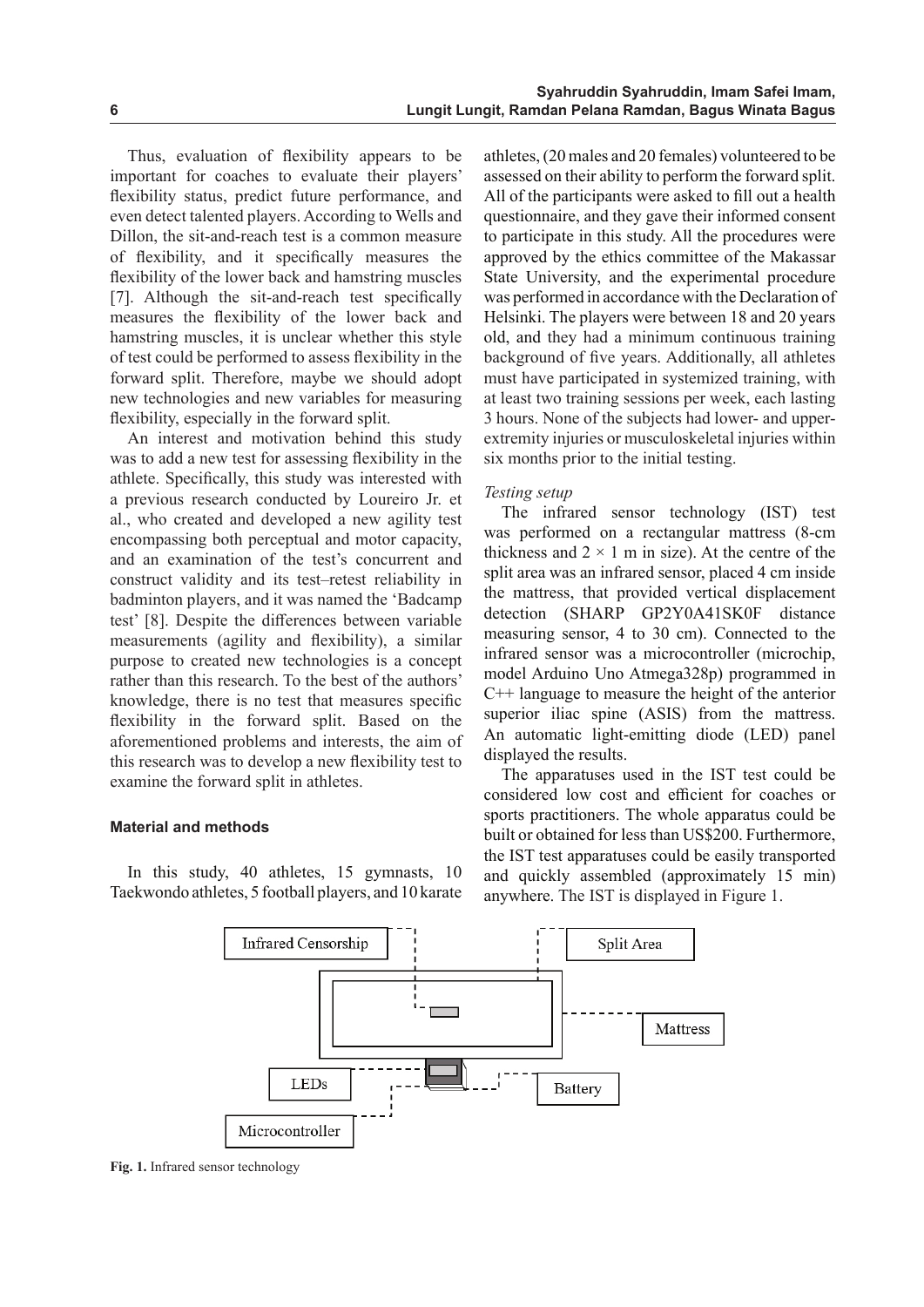Thus, evaluation of flexibility appears to be important for coaches to evaluate their players' flexibility status, predict future performance, and even detect talented players. According to Wells and Dillon, the sit-and-reach test is a common measure of flexibility, and it specifically measures the flexibility of the lower back and hamstring muscles [7]. Although the sit-and-reach test specifically measures the flexibility of the lower back and hamstring muscles, it is unclear whether this style of test could be performed to assess flexibility in the forward split. Therefore, maybe we should adopt new technologies and new variables for measuring flexibility, especially in the forward split.

An interest and motivation behind this study was to add a new test for assessing flexibility in the athlete. Specifically, this study was interested with a previous research conducted by Loureiro Jr. et al., who created and developed a new agility test encompassing both perceptual and motor capacity, and an examination of the test's concurrent and construct validity and its test–retest reliability in badminton players, and it was named the 'Badcamp test' [8]. Despite the differences between variable measurements (agility and flexibility), a similar purpose to created new technologies is a concept rather than this research. To the best of the authors' knowledge, there is no test that measures specific flexibility in the forward split. Based on the aforementioned problems and interests, the aim of this research was to develop a new flexibility test to examine the forward split in athletes.

## Material and methods

In this study, 40 athletes, 15 gymnasts, 10 Taekwondo athletes, 5 football players, and 10 karate athletes, (20 males and 20 females) volunteered to be assessed on their ability to perform the forward split. All of the participants were asked to fill out a health questionnaire, and they gave their informed consent to participate in this study. All the procedures were approved by the ethics committee of the Makassar State University, and the experimental procedure was performed in accordance with the Declaration of Helsinki. The players were between 18 and 20 years old, and they had a minimum continuous training background of five years. Additionally, all athletes must have participated in systemized training, with at least two training sessions per week, each lasting 3 hours. None of the subjects had lower- and upper-extremity injuries or musculoskeletal injuries within six months prior to the initial testing.

*Testing setup*

The infrared sensor technology (IST) test was performed on a rectangular mattress (8-cm thickness and 2 × 1 m in size). At the centre of the split area was an infrared sensor, placed 4 cm inside the mattress, that provided vertical displacement detection (SHARP GP2Y0A41SK0F distance measuring sensor, 4 to 30 cm). Connected to the infrared sensor was a microcontroller (microchip, model Arduino Uno Atmega328p) programmed in C++ language to measure the height of the anterior superior iliac spine (ASIS) from the mattress. An automatic light-emitting diode (LED) panel displayed the results.

The apparatuses used in the IST test could be considered low cost and efficient for coaches or sports practitioners. The whole apparatus could be built or obtained for less than US$200. Furthermore, the IST test apparatuses could be easily transported and quickly assembled (approximately 15 min) anywhere. The IST is displayed in Figure 1.

Infrared Censorship | Split Area | Mattress | LEDs | Battery | Microcontroller

**Fig. 1.** Infrared sensor technology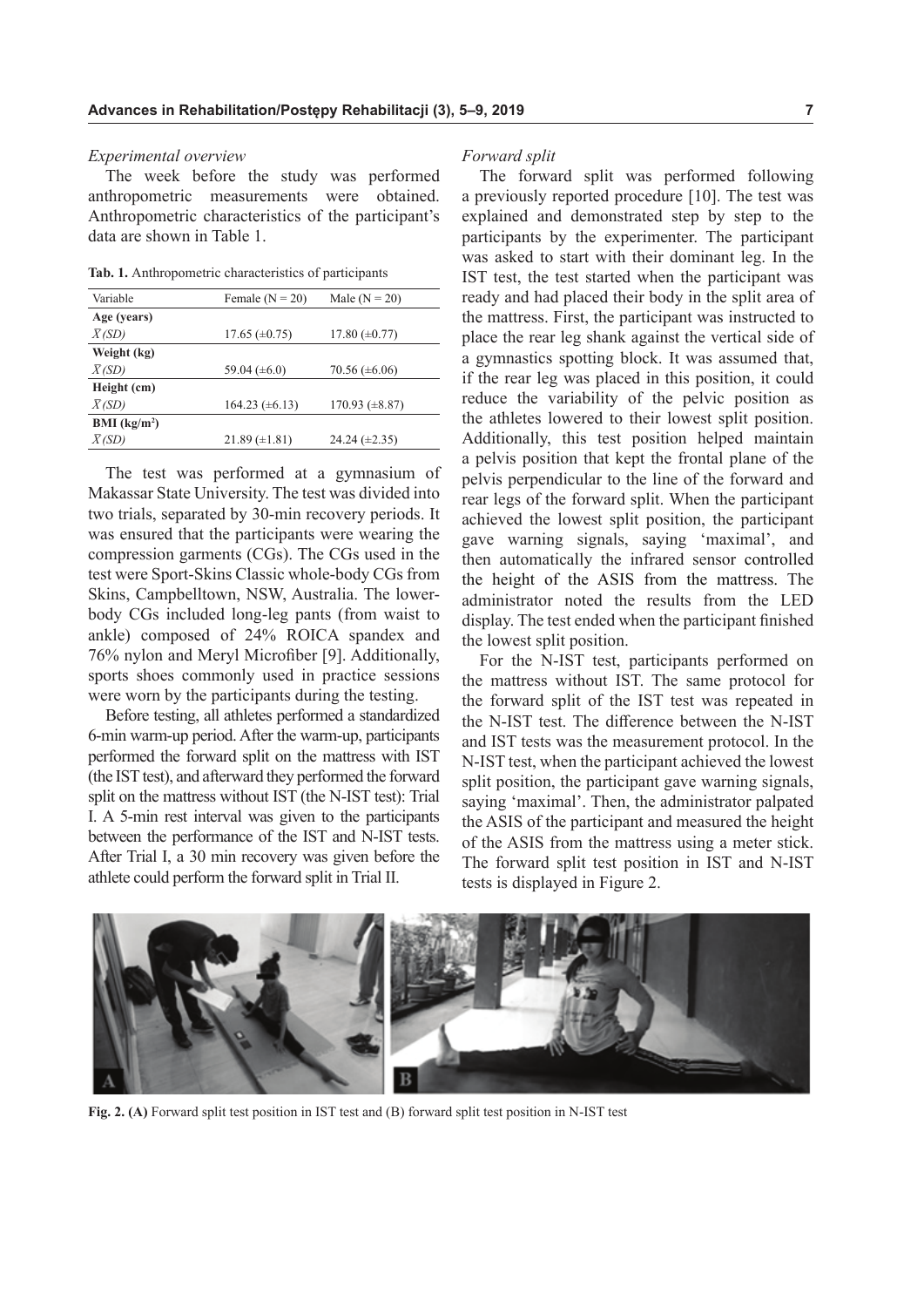*Experimental overview*

The week before the study was performed anthropometric measurements were obtained. Anthropometric characteristics of the participant's data are shown in Table 1.

**Tab. 1.** Anthropometric characteristics of participants

| Variable | Female (N = 20) | Male (N = 20) |
|---|---|---|
| **Age (years)** | | |
| $\bar{X}$ *(SD)* | 17.65 (±0.75) | 17.80 (±0.77) |
| **Weight (kg)** | | |
| $\bar{X}$ *(SD)* | 59.04 (±6.0) | 70.56 (±6.06) |
| **Height (cm)** | | |
| $\bar{X}$ *(SD)* | 164.23 (±6.13) | 170.93 (±8.87) |
| **BMI (kg/m$^2$)** | | |
| $\bar{X}$ *(SD)* | 21.89 (±1.81) | 24.24 (±2.35) |

The test was performed at a gymnasium of Makassar State University. The test was divided into two trials, separated by 30-min recovery periods. It was ensured that the participants were wearing the compression garments (CGs). The CGs used in the test were Sport-Skins Classic whole-body CGs from Skins, Campbelltown, NSW, Australia. The lower-body CGs included long-leg pants (from waist to ankle) composed of 24% ROICA spandex and 76% nylon and Meryl Microfiber [9]. Additionally, sports shoes commonly used in practice sessions were worn by the participants during the testing.

Before testing, all athletes performed a standardized 6-min warm-up period. After the warm-up, participants performed the forward split on the mattress with IST (the IST test), and afterward they performed the forward split on the mattress without IST (the N-IST test): Trial I. A 5-min rest interval was given to the participants between the performance of the IST and N-IST tests. After Trial I, a 30 min recovery was given before the athlete could perform the forward split in Trial II.

*Forward split*

The forward split was performed following a previously reported procedure [10]. The test was explained and demonstrated step by step to the participants by the experimenter. The participant was asked to start with their dominant leg. In the IST test, the test started when the participant was ready and had placed their body in the split area of the mattress. First, the participant was instructed to place the rear leg shank against the vertical side of a gymnastics spotting block. It was assumed that, if the rear leg was placed in this position, it could reduce the variability of the pelvic position as the athletes lowered to their lowest split position. Additionally, this test position helped maintain a pelvis position that kept the frontal plane of the pelvis perpendicular to the line of the forward and rear legs of the forward split. When the participant achieved the lowest split position, the participant gave warning signals, saying 'maximal', and then automatically the infrared sensor controlled the height of the ASIS from the mattress. The administrator noted the results from the LED display. The test ended when the participant finished the lowest split position.

For the N-IST test, participants performed on the mattress without IST. The same protocol for the forward split of the IST test was repeated in the N-IST test. The difference between the N-IST and IST tests was the measurement protocol. In the N-IST test, when the participant achieved the lowest split position, the participant gave warning signals, saying 'maximal'. Then, the administrator palpated the ASIS of the participant and measured the height of the ASIS from the mattress using a meter stick. The forward split test position in IST and N-IST tests is displayed in Figure 2.

**Fig. 2. (A)** Forward split test position in IST test and (B) forward split test position in N-IST test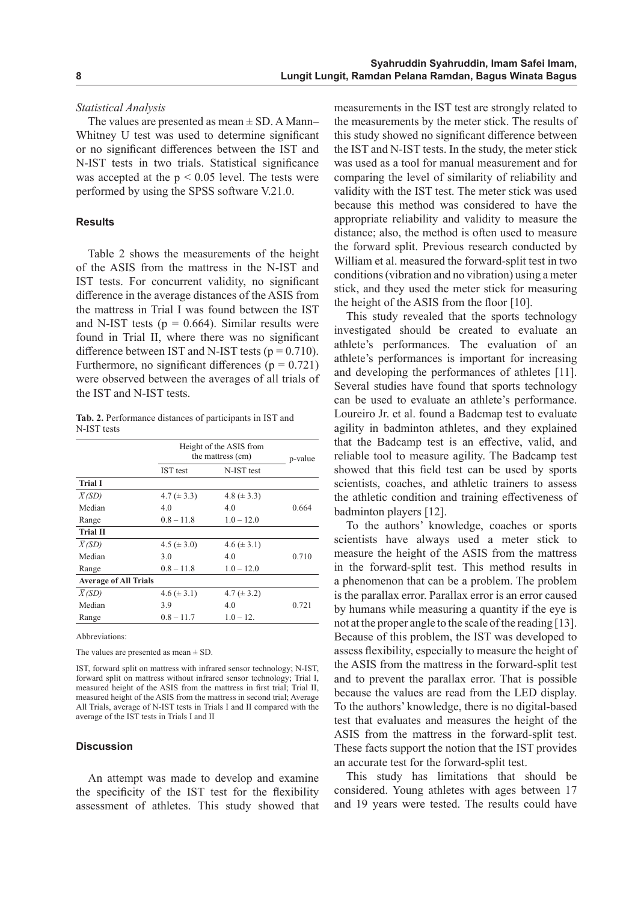*Statistical Analysis*

The values are presented as mean ± SD. A Mann–Whitney U test was used to determine significant or no significant differences between the IST and N-IST tests in two trials. Statistical significance was accepted at the $p < 0.05$ level. The tests were performed by using the SPSS software V.21.0.

### Results

Table 2 shows the measurements of the height of the ASIS from the mattress in the N-IST and IST tests. For concurrent validity, no significant difference in the average distances of the ASIS from the mattress in Trial I was found between the IST and N-IST tests ($p = 0.664$). Similar results were found in Trial II, where there was no significant difference between IST and N-IST tests ($p = 0.710$). Furthermore, no significant differences ($p = 0.721$) were observed between the averages of all trials of the IST and N-IST tests.

**Tab. 2.** Performance distances of participants in IST and N-IST tests

| | Height of the ASIS from the mattress (cm) | | p-value |
|---|---|---|---|
| | IST test | N-IST test | |
| **Trial I** | | | |
| $\bar{X}$ *(SD)* | 4.7 (± 3.3) | 4.8 (± 3.3) | |
| Median | 4.0 | 4.0 | 0.664 |
| Range | 0.8 – 11.8 | 1.0 – 12.0 | |
| **Trial II** | | | |
| $\bar{X}$ *(SD)* | 4.5 (± 3.0) | 4.6 (± 3.1) | |
| Median | 3.0 | 4.0 | 0.710 |
| Range | 0.8 – 11.8 | 1.0 – 12.0 | |
| **Average of All Trials** | | | |
| $\bar{X}$ *(SD)* | 4.6 (± 3.1) | 4.7 (± 3.2) | |
| Median | 3.9 | 4.0 | 0.721 |
| Range | 0.8 – 11.7 | 1.0 – 12. | |

Abbreviations:

The values are presented as mean ± SD.

IST, forward split on mattress with infrared sensor technology; N-IST, forward split on mattress without infrared sensor technology; Trial I, measured height of the ASIS from the mattress in first trial; Trial II, measured height of the ASIS from the mattress in second trial; Average All Trials, average of N-IST tests in Trials I and II compared with the average of the IST tests in Trials I and II

### Discussion

An attempt was made to develop and examine the specificity of the IST test for the flexibility assessment of athletes. This study showed that measurements in the IST test are strongly related to the measurements by the meter stick. The results of this study showed no significant difference between the IST and N-IST tests. In the study, the meter stick was used as a tool for manual measurement and for comparing the level of similarity of reliability and validity with the IST test. The meter stick was used because this method was considered to have the appropriate reliability and validity to measure the distance; also, the method is often used to measure the forward split. Previous research conducted by William et al. measured the forward-split test in two conditions (vibration and no vibration) using a meter stick, and they used the meter stick for measuring the height of the ASIS from the floor [10].

This study revealed that the sports technology investigated should be created to evaluate an athlete's performances. The evaluation of an athlete's performances is important for increasing and developing the performances of athletes [11]. Several studies have found that sports technology can be used to evaluate an athlete's performance. Loureiro Jr. et al. found a Badcmap test to evaluate agility in badminton athletes, and they explained that the Badcamp test is an effective, valid, and reliable tool to measure agility. The Badcamp test showed that this field test can be used by sports scientists, coaches, and athletic trainers to assess the athletic condition and training effectiveness of badminton players [12].

To the authors' knowledge, coaches or sports scientists have always used a meter stick to measure the height of the ASIS from the mattress in the forward-split test. This method results in a phenomenon that can be a problem. The problem is the parallax error. Parallax error is an error caused by humans while measuring a quantity if the eye is not at the proper angle to the scale of the reading [13]. Because of this problem, the IST was developed to assess flexibility, especially to measure the height of the ASIS from the mattress in the forward-split test and to prevent the parallax error. That is possible because the values are read from the LED display. To the authors' knowledge, there is no digital-based test that evaluates and measures the height of the ASIS from the mattress in the forward-split test. These facts support the notion that the IST provides an accurate test for the forward-split test.

This study has limitations that should be considered. Young athletes with ages between 17 and 19 years were tested. The results could have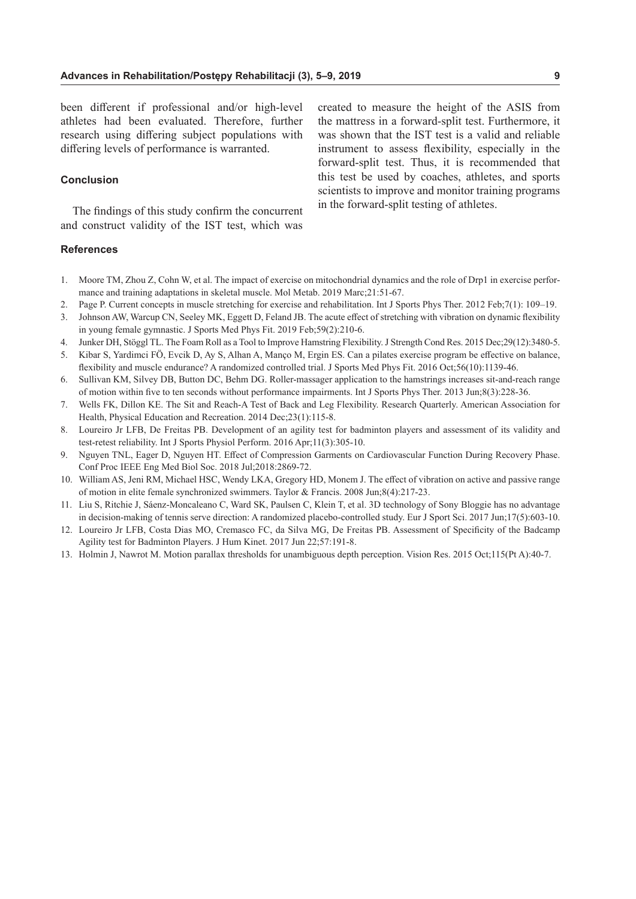been different if professional and/or high-level athletes had been evaluated. Therefore, further research using differing subject populations with differing levels of performance is warranted.

## Conclusion

The findings of this study confirm the concurrent and construct validity of the IST test, which was created to measure the height of the ASIS from the mattress in a forward-split test. Furthermore, it was shown that the IST test is a valid and reliable instrument to assess flexibility, especially in the forward-split test. Thus, it is recommended that this test be used by coaches, athletes, and sports scientists to improve and monitor training programs in the forward-split testing of athletes.

## References

1. Moore TM, Zhou Z, Cohn W, et al. The impact of exercise on mitochondrial dynamics and the role of Drp1 in exercise performance and training adaptations in skeletal muscle. Mol Metab. 2019 Marc;21:51-67.
2. Page P. Current concepts in muscle stretching for exercise and rehabilitation. Int J Sports Phys Ther. 2012 Feb;7(1): 109–19.
3. Johnson AW, Warcup CN, Seeley MK, Eggett D, Feland JB. The acute effect of stretching with vibration on dynamic flexibility in young female gymnastic. J Sports Med Phys Fit. 2019 Feb;59(2):210-6.
4. Junker DH, Stöggl TL. The Foam Roll as a Tool to Improve Hamstring Flexibility. J Strength Cond Res. 2015 Dec;29(12):3480-5.
5. Kibar S, Yardimci FÖ, Evcik D, Ay S, Alhan A, Manço M, Ergin ES. Can a pilates exercise program be effective on balance, flexibility and muscle endurance? A randomized controlled trial. J Sports Med Phys Fit. 2016 Oct;56(10):1139-46.
6. Sullivan KM, Silvey DB, Button DC, Behm DG. Roller-massager application to the hamstrings increases sit-and-reach range of motion within five to ten seconds without performance impairments. Int J Sports Phys Ther. 2013 Jun;8(3):228-36.
7. Wells FK, Dillon KE. The Sit and Reach-A Test of Back and Leg Flexibility. Research Quarterly. American Association for Health, Physical Education and Recreation. 2014 Dec;23(1):115-8.
8. Loureiro Jr LFB, De Freitas PB. Development of an agility test for badminton players and assessment of its validity and test-retest reliability. Int J Sports Physiol Perform. 2016 Apr;11(3):305-10.
9. Nguyen TNL, Eager D, Nguyen HT. Effect of Compression Garments on Cardiovascular Function During Recovery Phase. Conf Proc IEEE Eng Med Biol Soc. 2018 Jul;2018:2869-72.
10. William AS, Jeni RM, Michael HSC, Wendy LKA, Gregory HD, Monem J. The effect of vibration on active and passive range of motion in elite female synchronized swimmers. Taylor & Francis. 2008 Jun;8(4):217-23.
11. Liu S, Ritchie J, Sáenz-Moncaleano C, Ward SK, Paulsen C, Klein T, et al. 3D technology of Sony Bloggie has no advantage in decision-making of tennis serve direction: A randomized placebo-controlled study. Eur J Sport Sci. 2017 Jun;17(5):603-10.
12. Loureiro Jr LFB, Costa Dias MO, Cremasco FC, da Silva MG, De Freitas PB. Assessment of Specificity of the Badcamp Agility test for Badminton Players. J Hum Kinet. 2017 Jun 22;57:191-8.
13. Holmin J, Nawrot M. Motion parallax thresholds for unambiguous depth perception. Vision Res. 2015 Oct;115(Pt A):40-7.